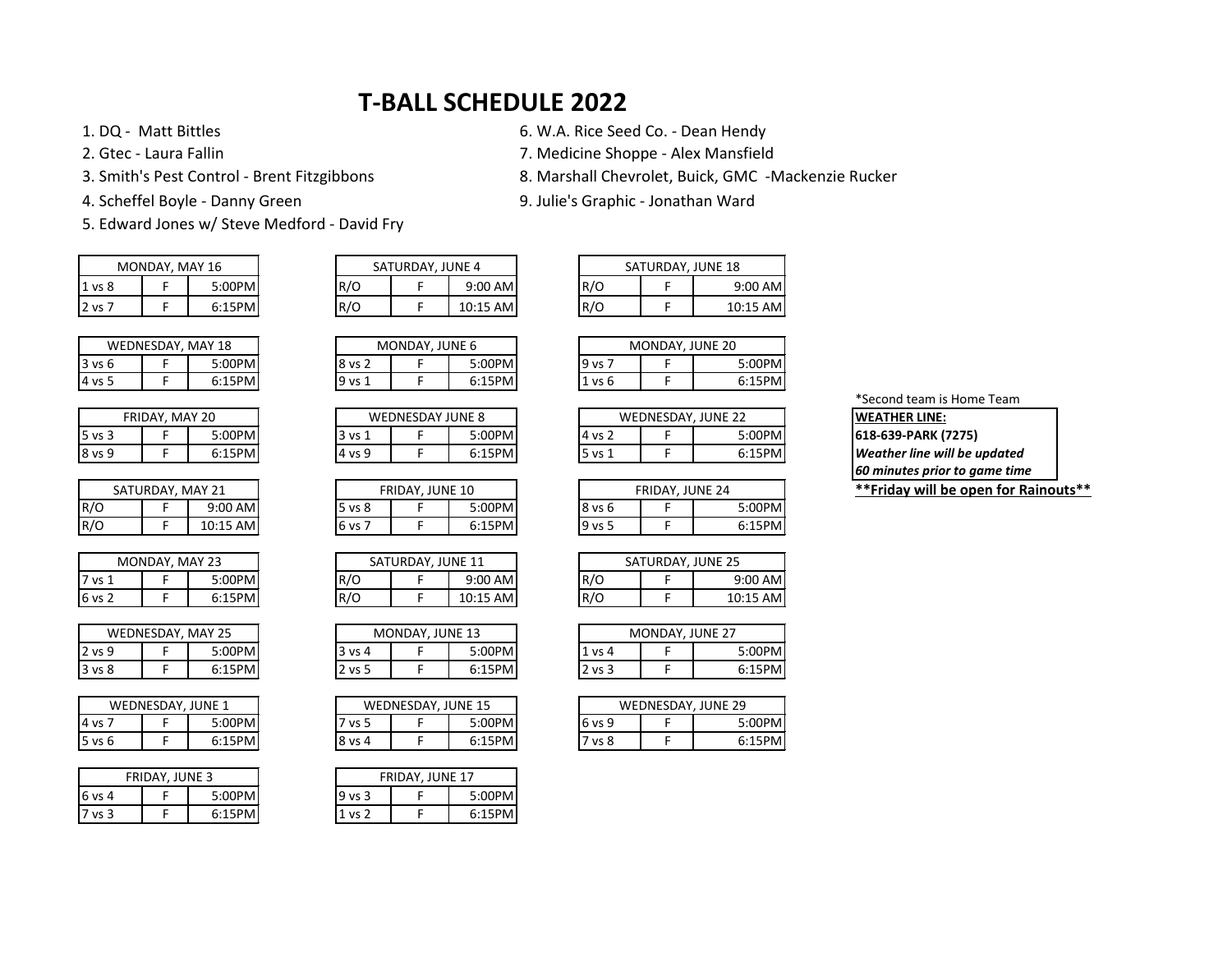# T-BALL SCHEDULE 2022

1. DQ - Matt Bittles
2. Gtec - Laura Fallin
3. Smith's Pest Control - Brent Fitzgibbons
4. Scheffel Boyle - Danny Green
5. Edward Jones w/ Steve Medford - David Fry
6. W.A. Rice Seed Co. - Dean Hendy
7. Medicine Shoppe - Alex Mansfield
8. Marshall Chevrolet, Buick, GMC -Mackenzie Rucker
9. Julie's Graphic - Jonathan Ward

| MONDAY, MAY 16 | | |
|---|---|---|
| 1 vs 8 | F | 5:00PM |
| 2 vs 7 | F | 6:15PM |

| WEDNESDAY, MAY 18 | | |
|---|---|---|
| 3 vs 6 | F | 5:00PM |
| 4 vs 5 | F | 6:15PM |

| FRIDAY, MAY 20 | | |
|---|---|---|
| 5 vs 3 | F | 5:00PM |
| 8 vs 9 | F | 6:15PM |

| SATURDAY, MAY 21 | | |
|---|---|---|
| R/O | F | 9:00 AM |
| R/O | F | 10:15 AM |

| MONDAY, MAY 23 | | |
|---|---|---|
| 7 vs 1 | F | 5:00PM |
| 6 vs 2 | F | 6:15PM |

| WEDNESDAY, MAY 25 | | |
|---|---|---|
| 2 vs 9 | F | 5:00PM |
| 3 vs 8 | F | 6:15PM |

| WEDNESDAY, JUNE 1 | | |
|---|---|---|
| 4 vs 7 | F | 5:00PM |
| 5 vs 6 | F | 6:15PM |

| FRIDAY, JUNE 3 | | |
|---|---|---|
| 6 vs 4 | F | 5:00PM |
| 7 vs 3 | F | 6:15PM |

| SATURDAY, JUNE 4 | | |
|---|---|---|
| R/O | F | 9:00 AM |
| R/O | F | 10:15 AM |

| MONDAY, JUNE 6 | | |
|---|---|---|
| 8 vs 2 | F | 5:00PM |
| 9 vs 1 | F | 6:15PM |

| WEDNESDAY JUNE 8 | | |
|---|---|---|
| 3 vs 1 | F | 5:00PM |
| 4 vs 9 | F | 6:15PM |

| FRIDAY, JUNE 10 | | |
|---|---|---|
| 5 vs 8 | F | 5:00PM |
| 6 vs 7 | F | 6:15PM |

| SATURDAY, JUNE 11 | | |
|---|---|---|
| R/O | F | 9:00 AM |
| R/O | F | 10:15 AM |

| MONDAY, JUNE 13 | | |
|---|---|---|
| 3 vs 4 | F | 5:00PM |
| 2 vs 5 | F | 6:15PM |

| WEDNESDAY, JUNE 15 | | |
|---|---|---|
| 7 vs 5 | F | 5:00PM |
| 8 vs 4 | F | 6:15PM |

| FRIDAY, JUNE 17 | | |
|---|---|---|
| 9 vs 3 | F | 5:00PM |
| 1 vs 2 | F | 6:15PM |

| SATURDAY, JUNE 18 | | |
|---|---|---|
| R/O | F | 9:00 AM |
| R/O | F | 10:15 AM |

| MONDAY, JUNE 20 | | |
|---|---|---|
| 9 vs 7 | F | 5:00PM |
| 1 vs 6 | F | 6:15PM |

| WEDNESDAY, JUNE 22 | | |
|---|---|---|
| 4 vs 2 | F | 5:00PM |
| 5 vs 1 | F | 6:15PM |

| FRIDAY, JUNE 24 | | |
|---|---|---|
| 8 vs 6 | F | 5:00PM |
| 9 vs 5 | F | 6:15PM |

| SATURDAY, JUNE 25 | | |
|---|---|---|
| R/O | F | 9:00 AM |
| R/O | F | 10:15 AM |

| MONDAY, JUNE 27 | | |
|---|---|---|
| 1 vs 4 | F | 5:00PM |
| 2 vs 3 | F | 6:15PM |

| WEDNESDAY, JUNE 29 | | |
|---|---|---|
| 6 vs 9 | F | 5:00PM |
| 7 vs 8 | F | 6:15PM |

*Second team is Home Team

**WEATHER LINE:**
**618-639-PARK (7275)**
***Weather line will be updated***
***60 minutes prior to game time***

**Friday will be open for Rainouts**